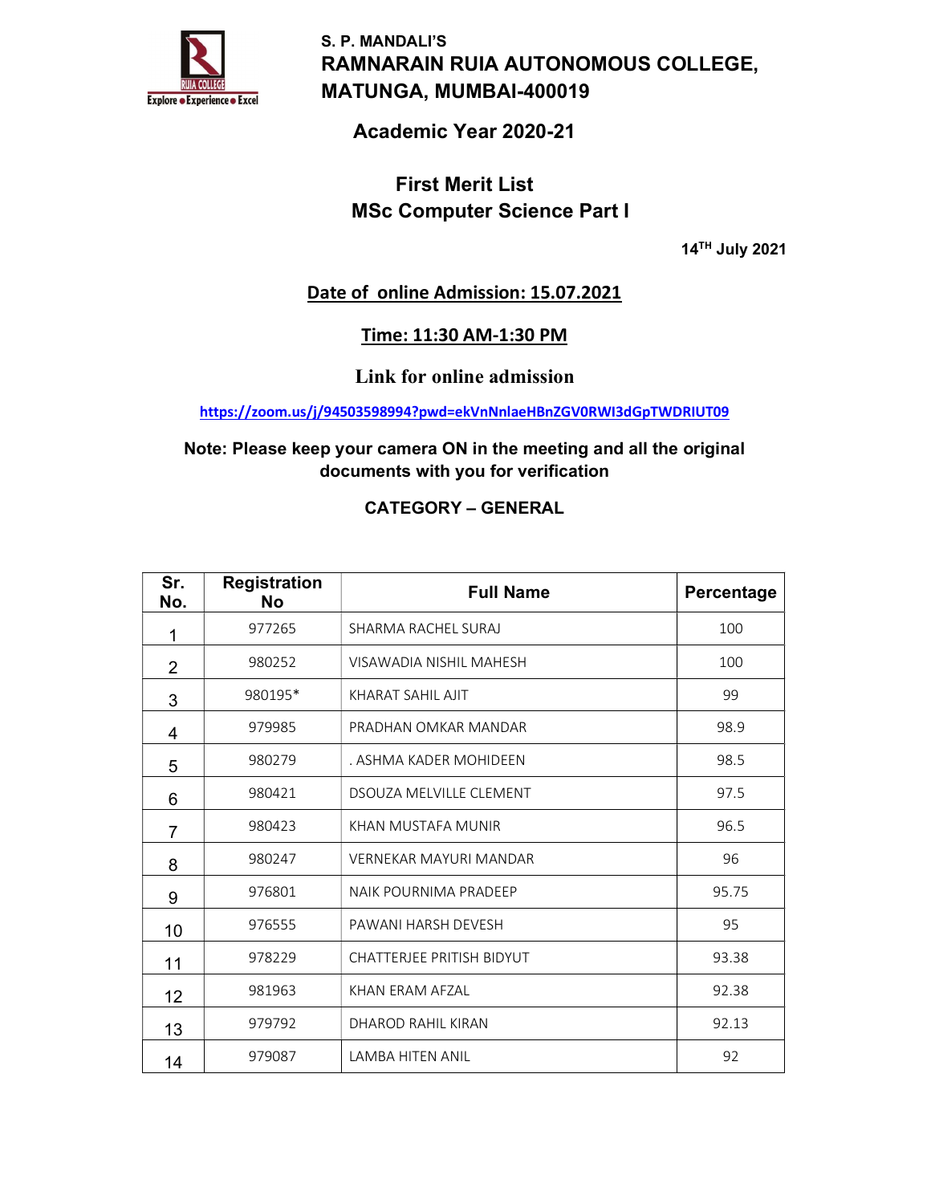S. P. MANDALI'S

# RAMNARAIN RUIA AUTONOMOUS COLLEGE, MATUNGA, MUMBAI-400019

## Academic Year 2020-21

## First Merit List
## MSc Computer Science Part I

**14TH July 2021**

**Date of online Admission: 15.07.2021**

**Time: 11:30 AM-1:30 PM**

**Link for online admission**

https://zoom.us/j/94503598994?pwd=ekVnNnlaeHBnZGV0RWI3dGpTWDRIUT09

**Note: Please keep your camera ON in the meeting and all the original documents with you for verification**

**CATEGORY – GENERAL**

| Sr. No. | Registration No | Full Name | Percentage |
|---|---|---|---|
| 1 | 977265 | SHARMA RACHEL SURAJ | 100 |
| 2 | 980252 | VISAWADIA NISHIL MAHESH | 100 |
| 3 | 980195* | KHARAT SAHIL AJIT | 99 |
| 4 | 979985 | PRADHAN OMKAR MANDAR | 98.9 |
| 5 | 980279 | . ASHMA KADER MOHIDEEN | 98.5 |
| 6 | 980421 | DSOUZA MELVILLE CLEMENT | 97.5 |
| 7 | 980423 | KHAN MUSTAFA MUNIR | 96.5 |
| 8 | 980247 | VERNEKAR MAYURI MANDAR | 96 |
| 9 | 976801 | NAIK POURNIMA PRADEEP | 95.75 |
| 10 | 976555 | PAWANI HARSH DEVESH | 95 |
| 11 | 978229 | CHATTERJEE PRITISH BIDYUT | 93.38 |
| 12 | 981963 | KHAN ERAM AFZAL | 92.38 |
| 13 | 979792 | DHAROD RAHIL KIRAN | 92.13 |
| 14 | 979087 | LAMBA HITEN ANIL | 92 |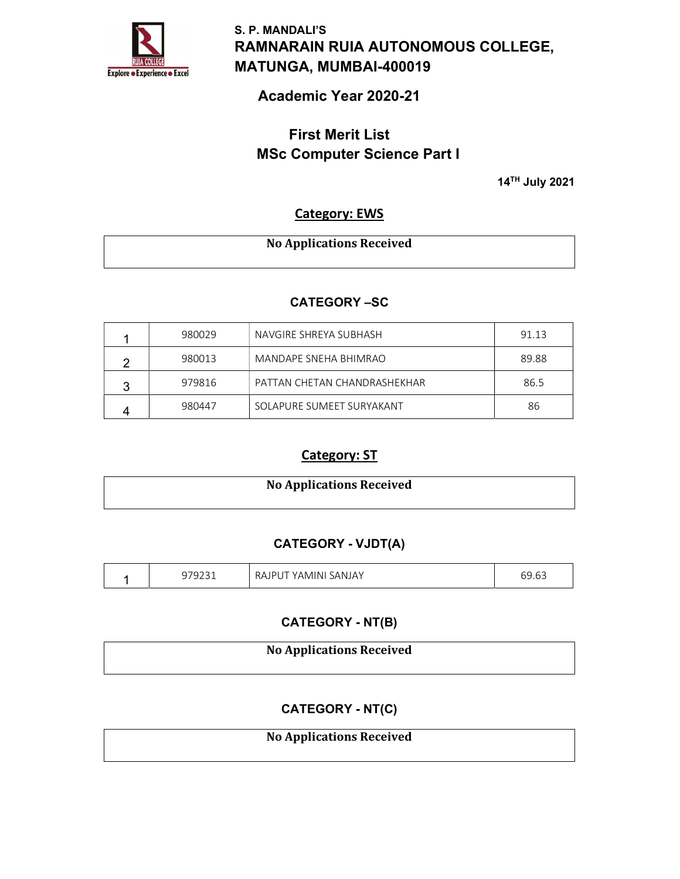S. P. MANDALI'S

# RAMNARAIN RUIA AUTONOMOUS COLLEGE, MATUNGA, MUMBAI-400019

## Academic Year 2020-21

## First Merit List
## MSc Computer Science Part I

**14TH July 2021**

### Category: EWS

| No Applications Received |
|---|

### CATEGORY –SC

| | | | |
|---|---|---|---|
| 1 | 980029 | NAVGIRE SHREYA SUBHASH | 91.13 |
| 2 | 980013 | MANDAPE SNEHA BHIMRAO | 89.88 |
| 3 | 979816 | PATTAN CHETAN CHANDRASHEKHAR | 86.5 |
| 4 | 980447 | SOLAPURE SUMEET SURYAKANT | 86 |

### Category: ST

| No Applications Received |
|---|

### CATEGORY - VJDT(A)

| | | | |
|---|---|---|---|
| 1 | 979231 | RAJPUT YAMINI SANJAY | 69.63 |

### CATEGORY - NT(B)

| No Applications Received |
|---|

### CATEGORY - NT(C)

| No Applications Received |
|---|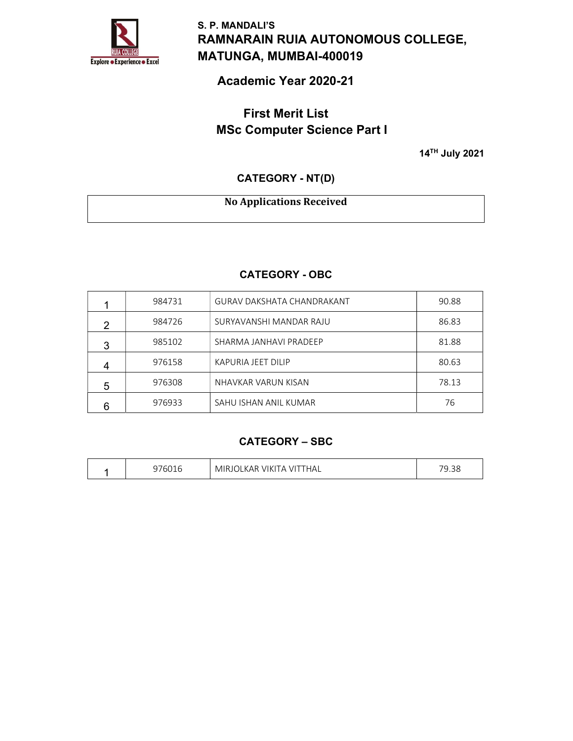S. P. MANDALI'S

# RAMNARAIN RUIA AUTONOMOUS COLLEGE, MATUNGA, MUMBAI-400019

## Academic Year 2020-21

## First Merit List
## MSc Computer Science Part I

**14TH July 2021**

### CATEGORY - NT(D)

| |
|---|
| **No Applications Received** |

### CATEGORY - OBC

| | | | |
|---|---|---|---|
| 1 | 984731 | GURAV DAKSHATA CHANDRAKANT | 90.88 |
| 2 | 984726 | SURYAVANSHI MANDAR RAJU | 86.83 |
| 3 | 985102 | SHARMA JANHAVI PRADEEP | 81.88 |
| 4 | 976158 | KAPURIA JEET DILIP | 80.63 |
| 5 | 976308 | NHAVKAR VARUN KISAN | 78.13 |
| 6 | 976933 | SAHU ISHAN ANIL KUMAR | 76 |

### CATEGORY – SBC

| | | | |
|---|---|---|---|
| 1 | 976016 | MIRJOLKAR VIKITA VITTHAL | 79.38 |